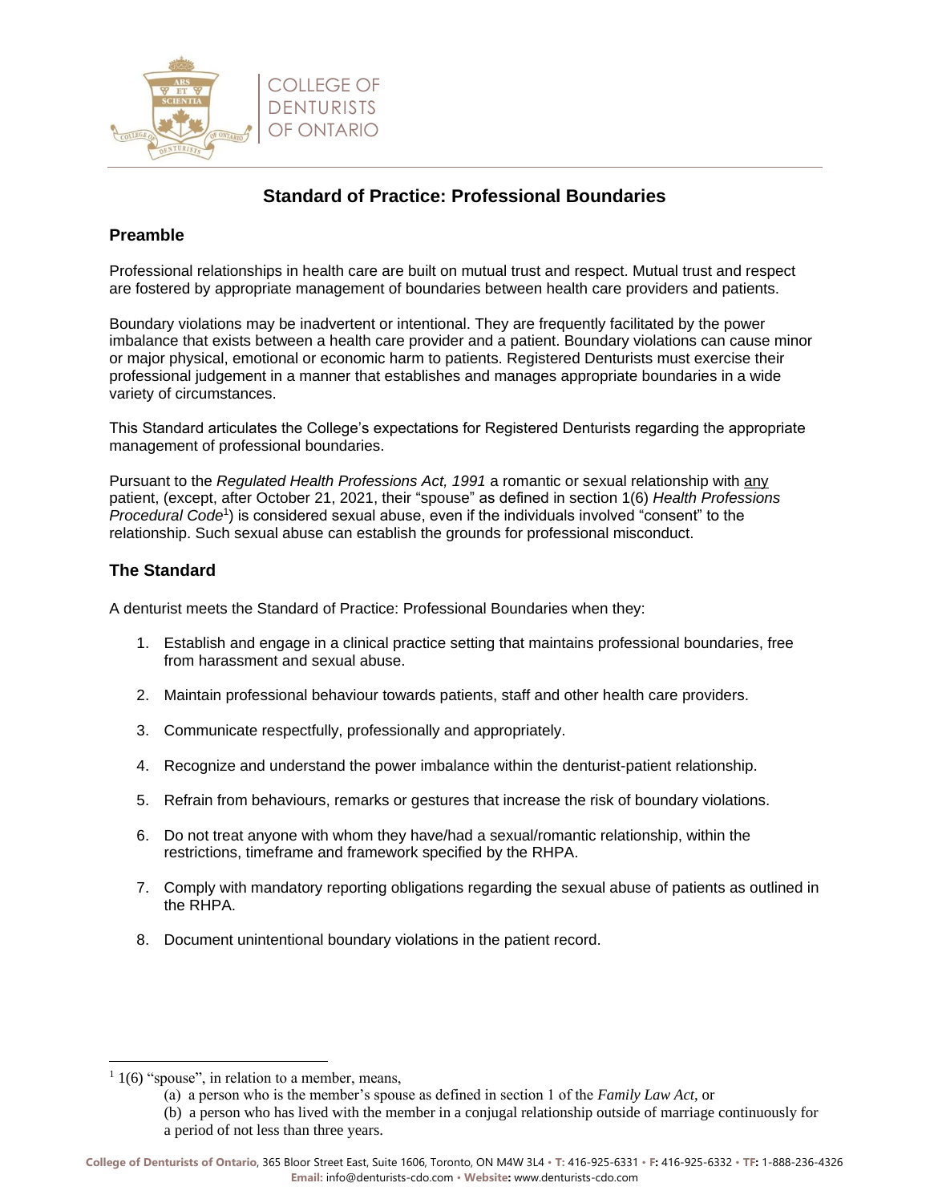COLLEGE OF DENTURISTS OF ONTARIO

# Standard of Practice: Professional Boundaries

## Preamble

Professional relationships in health care are built on mutual trust and respect. Mutual trust and respect are fostered by appropriate management of boundaries between health care providers and patients.

Boundary violations may be inadvertent or intentional. They are frequently facilitated by the power imbalance that exists between a health care provider and a patient. Boundary violations can cause minor or major physical, emotional or economic harm to patients. Registered Denturists must exercise their professional judgement in a manner that establishes and manages appropriate boundaries in a wide variety of circumstances.

This Standard articulates the College's expectations for Registered Denturists regarding the appropriate management of professional boundaries.

Pursuant to the *Regulated Health Professions Act, 1991* a romantic or sexual relationship with any patient, (except, after October 21, 2021, their "spouse" as defined in section 1(6) *Health Professions Procedural Code*[1]) is considered sexual abuse, even if the individuals involved "consent" to the relationship. Such sexual abuse can establish the grounds for professional misconduct.

## The Standard

A denturist meets the Standard of Practice: Professional Boundaries when they:

1. Establish and engage in a clinical practice setting that maintains professional boundaries, free from harassment and sexual abuse.
2. Maintain professional behaviour towards patients, staff and other health care providers.
3. Communicate respectfully, professionally and appropriately.
4. Recognize and understand the power imbalance within the denturist-patient relationship.
5. Refrain from behaviours, remarks or gestures that increase the risk of boundary violations.
6. Do not treat anyone with whom they have/had a sexual/romantic relationship, within the restrictions, timeframe and framework specified by the RHPA.
7. Comply with mandatory reporting obligations regarding the sexual abuse of patients as outlined in the RHPA.
8. Document unintentional boundary violations in the patient record.

[1] 1(6) "spouse", in relation to a member, means,
(a) a person who is the member's spouse as defined in section 1 of the *Family Law Act*, or
(b) a person who has lived with the member in a conjugal relationship outside of marriage continuously for a period of not less than three years.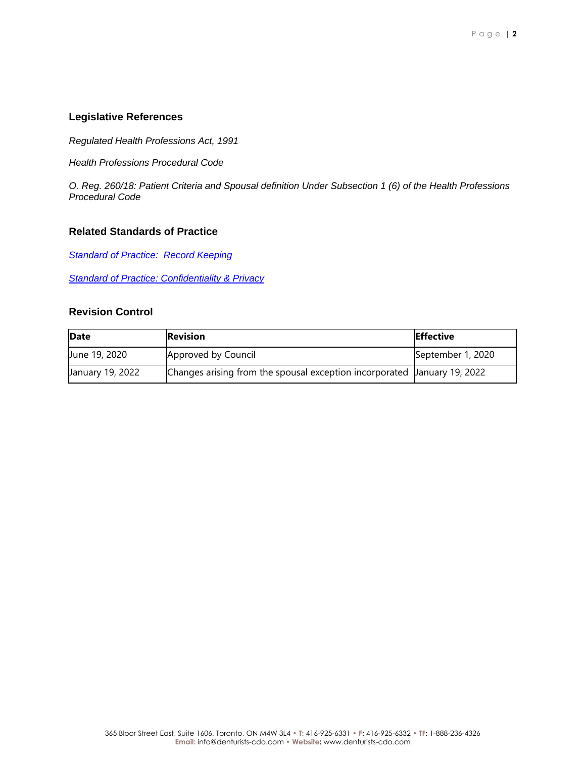## Legislative References

*Regulated Health Professions Act, 1991*

*Health Professions Procedural Code*

*O. Reg. 260/18: Patient Criteria and Spousal definition Under Subsection 1 (6) of the Health Professions Procedural Code*

## Related Standards of Practice

*Standard of Practice: Record Keeping*

*Standard of Practice: Confidentiality & Privacy*

## Revision Control

| Date | Revision | Effective |
|---|---|---|
| June 19, 2020 | Approved by Council | September 1, 2020 |
| January 19, 2022 | Changes arising from the spousal exception incorporated | January 19, 2022 |

365 Bloor Street East, Suite 1606, Toronto, ON M4W 3L4 • T: 416-925-6331 • F: 416-925-6332 • TF: 1-888-236-4326
Email: info@denturists-cdo.com • Website: www.denturists-cdo.com